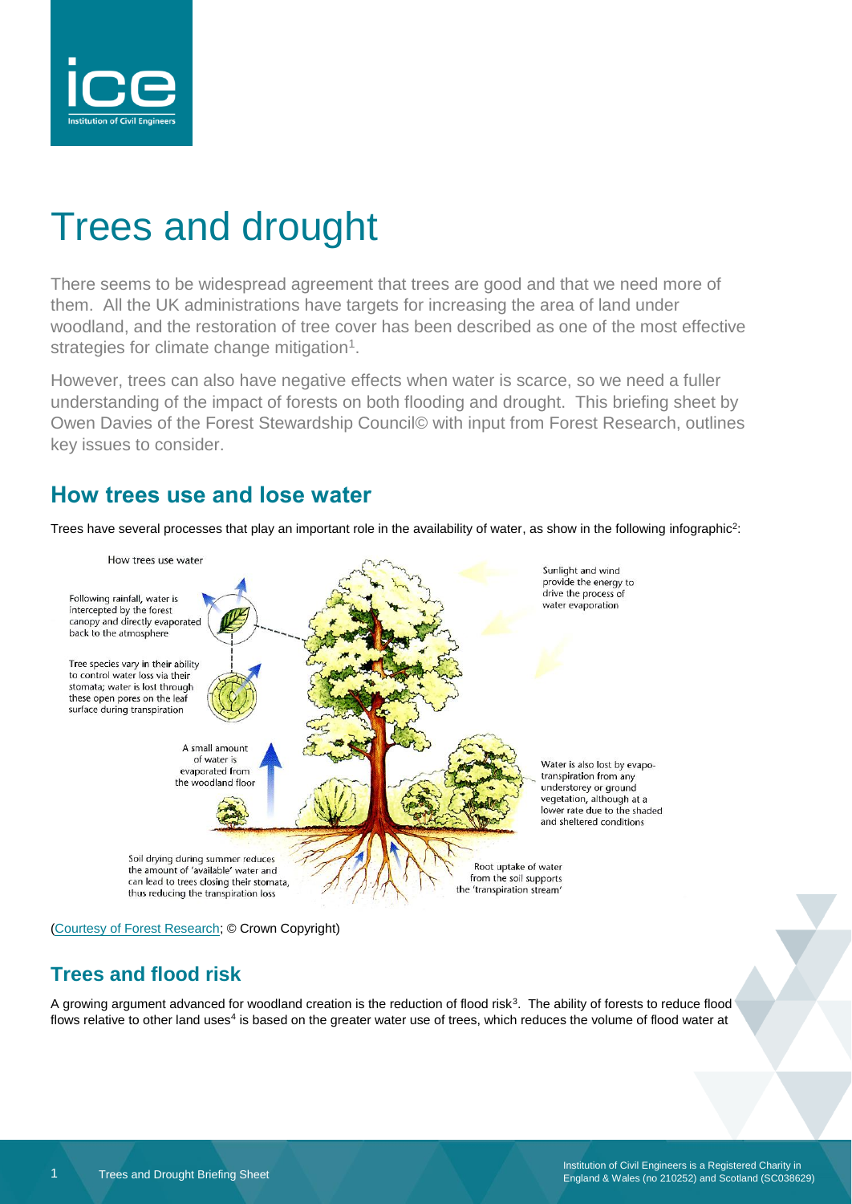# Trees and drought

There seems to be widespread agreement that trees are good and that we need more of them. All the UK administrations have targets for increasing the area of land under woodland, and the restoration of tree cover has been described as one of the most effective strategies for climate change mitigation[1].

However, trees can also have negative effects when water is scarce, so we need a fuller understanding of the impact of forests on both flooding and drought. This briefing sheet by Owen Davies of the Forest Stewardship Council© with input from Forest Research, outlines key issues to consider.

## How trees use and lose water

Trees have several processes that play an important role in the availability of water, as show in the following infographic[2]:

How trees use water

Following rainfall, water is intercepted by the forest canopy and directly evaporated back to the atmosphere

Tree species vary in their ability to control water loss via their stomata; water is lost through these open pores on the leaf surface during transpiration

A small amount of water is evaporated from the woodland floor

Soil drying during summer reduces the amount of 'available' water and can lead to trees closing their stomata, thus reducing the transpiration loss

Sunlight and wind provide the energy to drive the process of water evaporation

Water is also lost by evapo-transpiration from any understorey or ground vegetation, although at a lower rate due to the shaded and sheltered conditions

Root uptake of water from the soil supports the 'transpiration stream'

(Courtesy of Forest Research; © Crown Copyright)

## Trees and flood risk

A growing argument advanced for woodland creation is the reduction of flood risk[3]. The ability of forests to reduce flood flows relative to other land uses[4] is based on the greater water use of trees, which reduces the volume of flood water at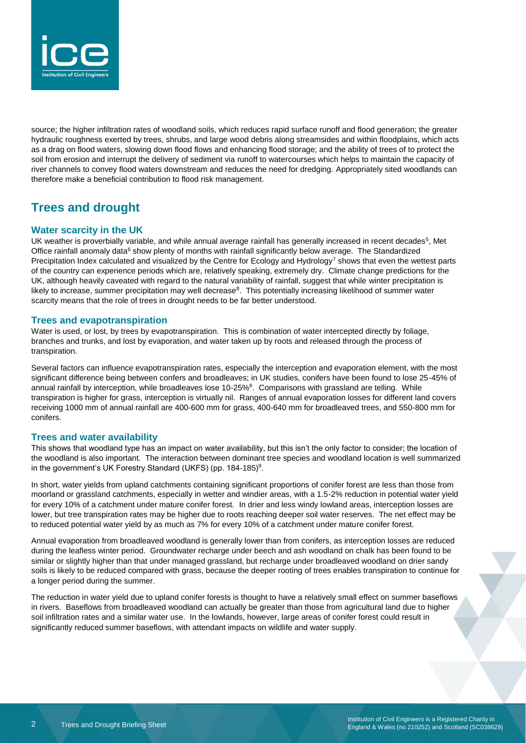source; the higher infiltration rates of woodland soils, which reduces rapid surface runoff and flood generation; the greater hydraulic roughness exerted by trees, shrubs, and large wood debris along streamsides and within floodplains, which acts as a drag on flood waters, slowing down flood flows and enhancing flood storage; and the ability of trees of to protect the soil from erosion and interrupt the delivery of sediment via runoff to watercourses which helps to maintain the capacity of river channels to convey flood waters downstream and reduces the need for dredging. Appropriately sited woodlands can therefore make a beneficial contribution to flood risk management.

## Trees and drought

### Water scarcity in the UK

UK weather is proverbially variable, and while annual average rainfall has generally increased in recent decades[5], Met Office rainfall anomaly data[6] show plenty of months with rainfall significantly below average. The Standardized Precipitation Index calculated and visualized by the Centre for Ecology and Hydrology[7] shows that even the wettest parts of the country can experience periods which are, relatively speaking, extremely dry. Climate change predictions for the UK, although heavily caveated with regard to the natural variability of rainfall, suggest that while winter precipitation is likely to increase, summer precipitation may well decrease[8]. This potentially increasing likelihood of summer water scarcity means that the role of trees in drought needs to be far better understood.

### Trees and evapotranspiration

Water is used, or lost, by trees by evapotranspiration. This is combination of water intercepted directly by foliage, branches and trunks, and lost by evaporation, and water taken up by roots and released through the process of transpiration.

Several factors can influence evapotranspiration rates, especially the interception and evaporation element, with the most significant difference being between confers and broadleaves; in UK studies, conifers have been found to lose 25-45% of annual rainfall by interception, while broadleaves lose 10-25%[8]. Comparisons with grassland are telling. While transpiration is higher for grass, interception is virtually nil. Ranges of annual evaporation losses for different land covers receiving 1000 mm of annual rainfall are 400-600 mm for grass, 400-640 mm for broadleaved trees, and 550-800 mm for conifers.

### Trees and water availability

This shows that woodland type has an impact on water availability, but this isn't the only factor to consider; the location of the woodland is also important. The interaction between dominant tree species and woodland location is well summarized in the government's UK Forestry Standard (UKFS) (pp. 184-185)[9].

In short, water yields from upland catchments containing significant proportions of conifer forest are less than those from moorland or grassland catchments, especially in wetter and windier areas, with a 1.5-2% reduction in potential water yield for every 10% of a catchment under mature conifer forest. In drier and less windy lowland areas, interception losses are lower, but tree transpiration rates may be higher due to roots reaching deeper soil water reserves. The net effect may be to reduced potential water yield by as much as 7% for every 10% of a catchment under mature conifer forest.

Annual evaporation from broadleaved woodland is generally lower than from conifers, as interception losses are reduced during the leafless winter period. Groundwater recharge under beech and ash woodland on chalk has been found to be similar or slightly higher than that under managed grassland, but recharge under broadleaved woodland on drier sandy soils is likely to be reduced compared with grass, because the deeper rooting of trees enables transpiration to continue for a longer period during the summer.

The reduction in water yield due to upland conifer forests is thought to have a relatively small effect on summer baseflows in rivers. Baseflows from broadleaved woodland can actually be greater than those from agricultural land due to higher soil infiltration rates and a similar water use. In the lowlands, however, large areas of conifer forest could result in significantly reduced summer baseflows, with attendant impacts on wildlife and water supply.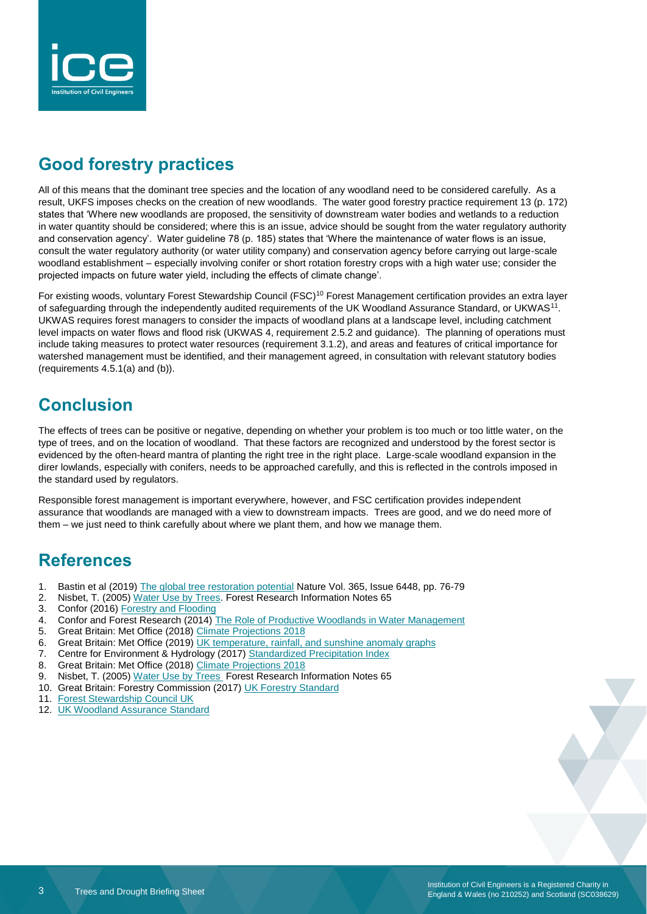## Good forestry practices

All of this means that the dominant tree species and the location of any woodland need to be considered carefully. As a result, UKFS imposes checks on the creation of new woodlands. The water good forestry practice requirement 13 (p. 172) states that 'Where new woodlands are proposed, the sensitivity of downstream water bodies and wetlands to a reduction in water quantity should be considered; where this is an issue, advice should be sought from the water regulatory authority and conservation agency'. Water guideline 78 (p. 185) states that 'Where the maintenance of water flows is an issue, consult the water regulatory authority (or water utility company) and conservation agency before carrying out large-scale woodland establishment – especially involving conifer or short rotation forestry crops with a high water use; consider the projected impacts on future water yield, including the effects of climate change'.

For existing woods, voluntary Forest Stewardship Council (FSC)[10] Forest Management certification provides an extra layer of safeguarding through the independently audited requirements of the UK Woodland Assurance Standard, or UKWAS[11]. UKWAS requires forest managers to consider the impacts of woodland plans at a landscape level, including catchment level impacts on water flows and flood risk (UKWAS 4, requirement 2.5.2 and guidance). The planning of operations must include taking measures to protect water resources (requirement 3.1.2), and areas and features of critical importance for watershed management must be identified, and their management agreed, in consultation with relevant statutory bodies (requirements 4.5.1(a) and (b)).

## Conclusion

The effects of trees can be positive or negative, depending on whether your problem is too much or too little water, on the type of trees, and on the location of woodland. That these factors are recognized and understood by the forest sector is evidenced by the often-heard mantra of planting the right tree in the right place. Large-scale woodland expansion in the direr lowlands, especially with conifers, needs to be approached carefully, and this is reflected in the controls imposed in the standard used by regulators.

Responsible forest management is important everywhere, however, and FSC certification provides independent assurance that woodlands are managed with a view to downstream impacts. Trees are good, and we do need more of them – we just need to think carefully about where we plant them, and how we manage them.

## References

1. Bastin et al (2019) The global tree restoration potential Nature Vol. 365, Issue 6448, pp. 76-79
2. Nisbet, T. (2005) Water Use by Trees. Forest Research Information Notes 65
3. Confor (2016) Forestry and Flooding
4. Confor and Forest Research (2014) The Role of Productive Woodlands in Water Management
5. Great Britain: Met Office (2018) Climate Projections 2018
6. Great Britain: Met Office (2019) UK temperature, rainfall, and sunshine anomaly graphs
7. Centre for Environment & Hydrology (2017) Standardized Precipitation Index
8. Great Britain: Met Office (2018) Climate Projections 2018
9. Nisbet, T. (2005) Water Use by Trees Forest Research Information Notes 65
10. Great Britain: Forestry Commission (2017) UK Forestry Standard
11. Forest Stewardship Council UK
12. UK Woodland Assurance Standard